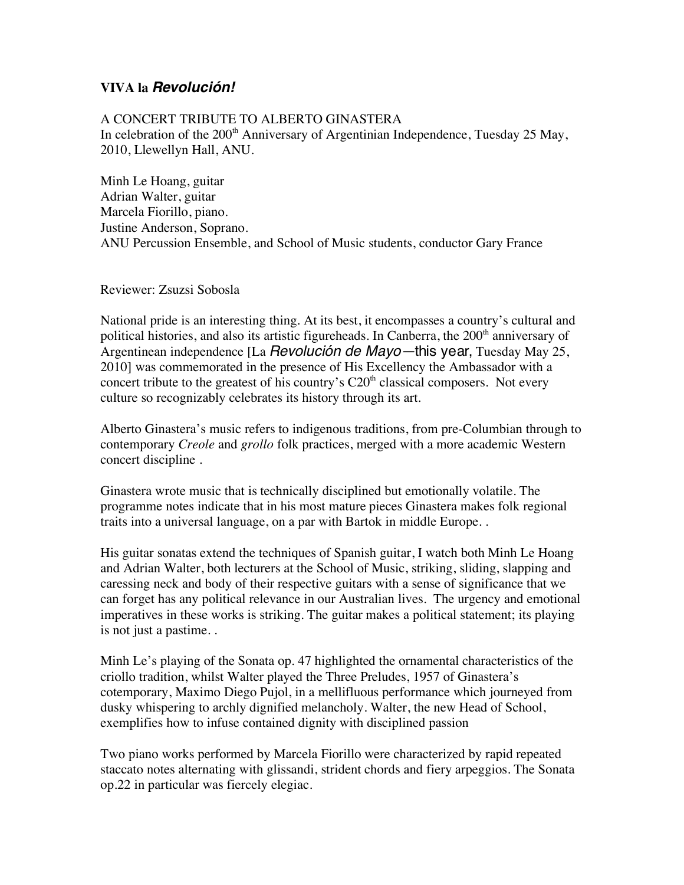# VIVA la *Revolución!*

A CONCERT TRIBUTE TO ALBERTO GINASTERA
In celebration of the 200th Anniversary of Argentinian Independence, Tuesday 25 May, 2010, Llewellyn Hall, ANU.

Minh Le Hoang, guitar
Adrian Walter, guitar
Marcela Fiorillo, piano.
Justine Anderson, Soprano.
ANU Percussion Ensemble, and School of Music students, conductor Gary France

Reviewer: Zsuzsi Sobosla

National pride is an interesting thing. At its best, it encompasses a country's cultural and political histories, and also its artistic figureheads. In Canberra, the 200th anniversary of Argentinean independence [La *Revolución de Mayo*—this year, Tuesday May 25, 2010] was commemorated in the presence of His Excellency the Ambassador with a concert tribute to the greatest of his country's C20th classical composers. Not every culture so recognizably celebrates its history through its art.

Alberto Ginastera's music refers to indigenous traditions, from pre-Columbian through to contemporary *Creole* and *grollo* folk practices, merged with a more academic Western concert discipline .

Ginastera wrote music that is technically disciplined but emotionally volatile. The programme notes indicate that in his most mature pieces Ginastera makes folk regional traits into a universal language, on a par with Bartok in middle Europe. .

His guitar sonatas extend the techniques of Spanish guitar, I watch both Minh Le Hoang and Adrian Walter, both lecturers at the School of Music, striking, sliding, slapping and caressing neck and body of their respective guitars with a sense of significance that we can forget has any political relevance in our Australian lives. The urgency and emotional imperatives in these works is striking. The guitar makes a political statement; its playing is not just a pastime. .

Minh Le's playing of the Sonata op. 47 highlighted the ornamental characteristics of the criollo tradition, whilst Walter played the Three Preludes, 1957 of Ginastera's cotemporary, Maximo Diego Pujol, in a mellifluous performance which journeyed from dusky whispering to archly dignified melancholy. Walter, the new Head of School, exemplifies how to infuse contained dignity with disciplined passion

Two piano works performed by Marcela Fiorillo were characterized by rapid repeated staccato notes alternating with glissandi, strident chords and fiery arpeggios. The Sonata op.22 in particular was fiercely elegiac.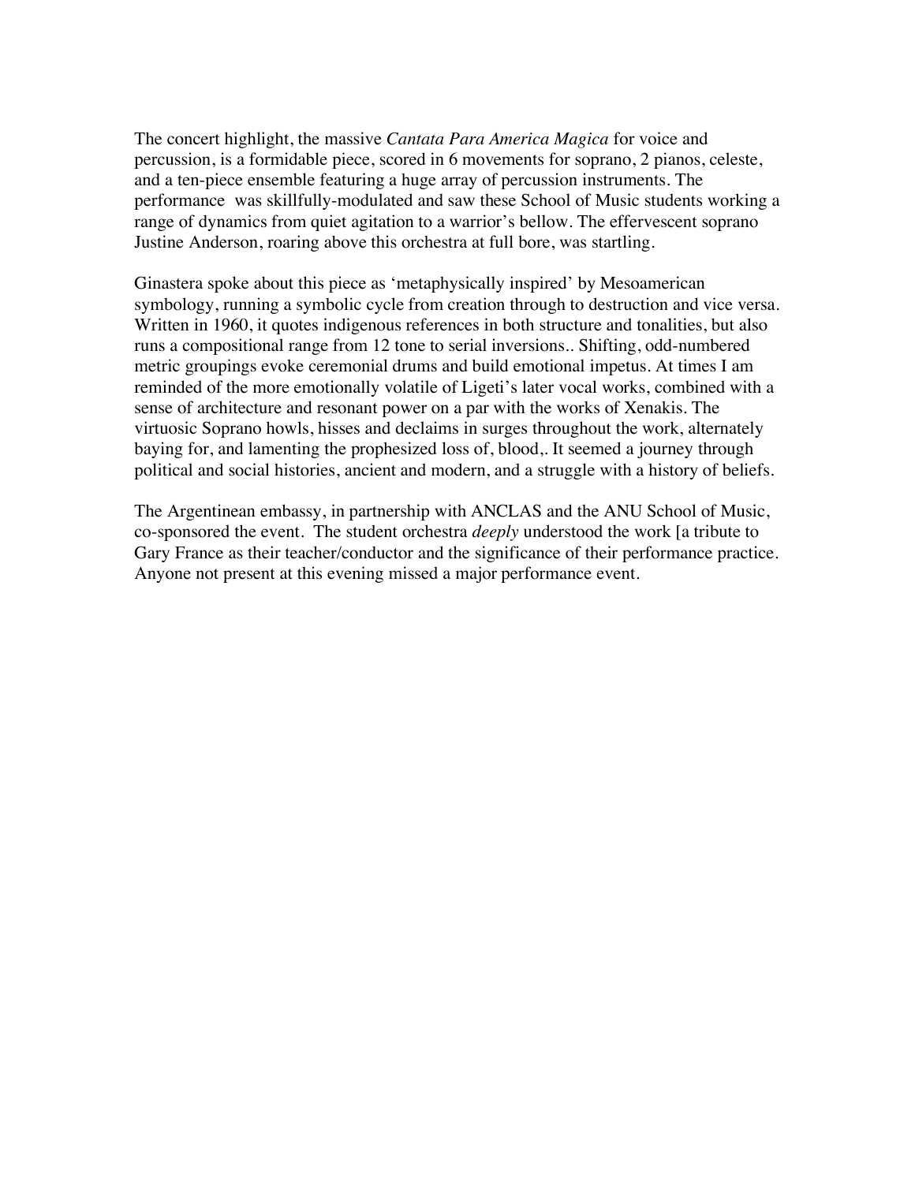The concert highlight, the massive *Cantata Para America Magica* for voice and percussion, is a formidable piece, scored in 6 movements for soprano, 2 pianos, celeste, and a ten-piece ensemble featuring a huge array of percussion instruments. The performance was skillfully-modulated and saw these School of Music students working a range of dynamics from quiet agitation to a warrior's bellow. The effervescent soprano Justine Anderson, roaring above this orchestra at full bore, was startling.

Ginastera spoke about this piece as 'metaphysically inspired' by Mesoamerican symbology, running a symbolic cycle from creation through to destruction and vice versa. Written in 1960, it quotes indigenous references in both structure and tonalities, but also runs a compositional range from 12 tone to serial inversions.. Shifting, odd-numbered metric groupings evoke ceremonial drums and build emotional impetus. At times I am reminded of the more emotionally volatile of Ligeti's later vocal works, combined with a sense of architecture and resonant power on a par with the works of Xenakis. The virtuosic Soprano howls, hisses and declaims in surges throughout the work, alternately baying for, and lamenting the prophesized loss of, blood,. It seemed a journey through political and social histories, ancient and modern, and a struggle with a history of beliefs.

The Argentinean embassy, in partnership with ANCLAS and the ANU School of Music, co-sponsored the event. The student orchestra *deeply* understood the work [a tribute to Gary France as their teacher/conductor and the significance of their performance practice. Anyone not present at this evening missed a major performance event.